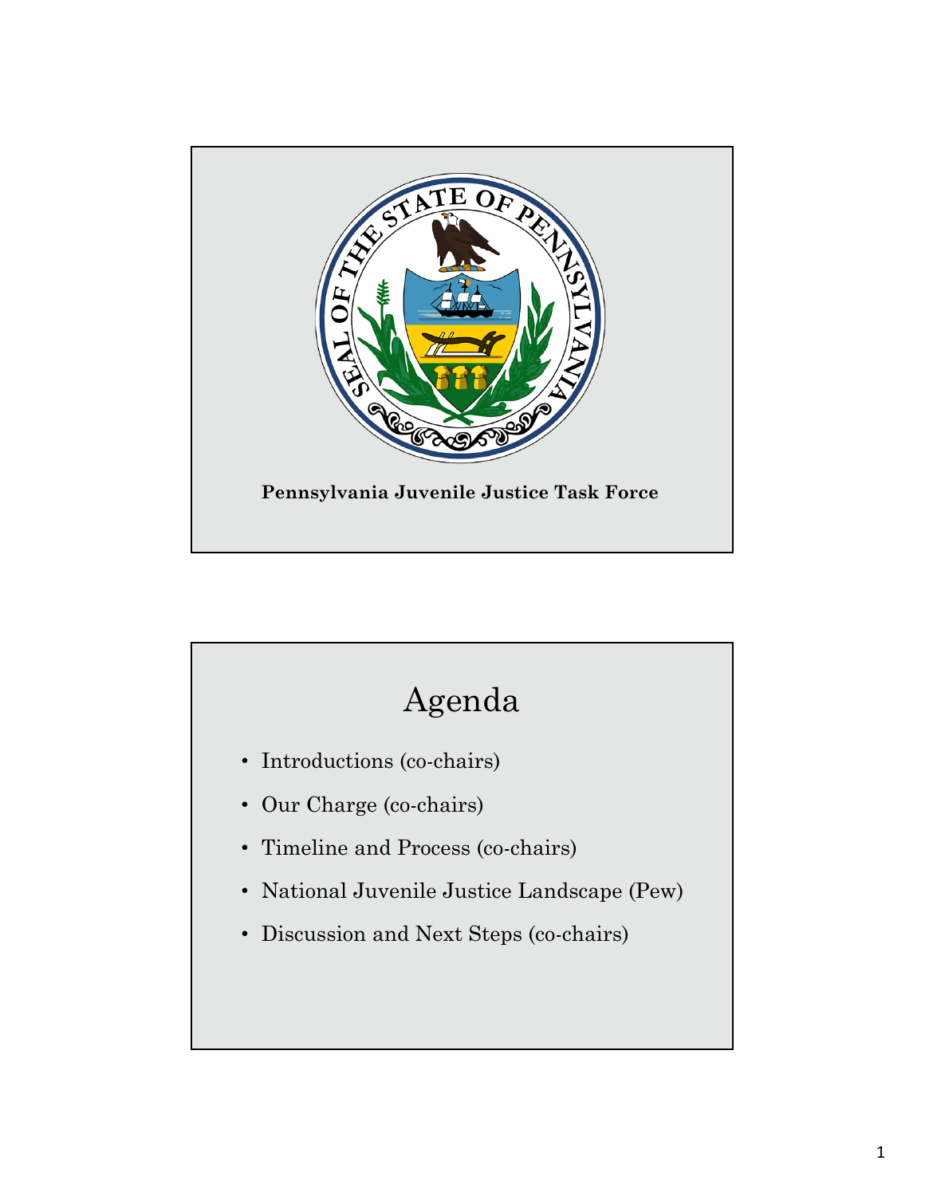**Pennsylvania Juvenile Justice Task Force**

# Agenda

- Introductions (co-chairs)
- Our Charge (co-chairs)
- Timeline and Process (co-chairs)
- National Juvenile Justice Landscape (Pew)
- Discussion and Next Steps (co-chairs)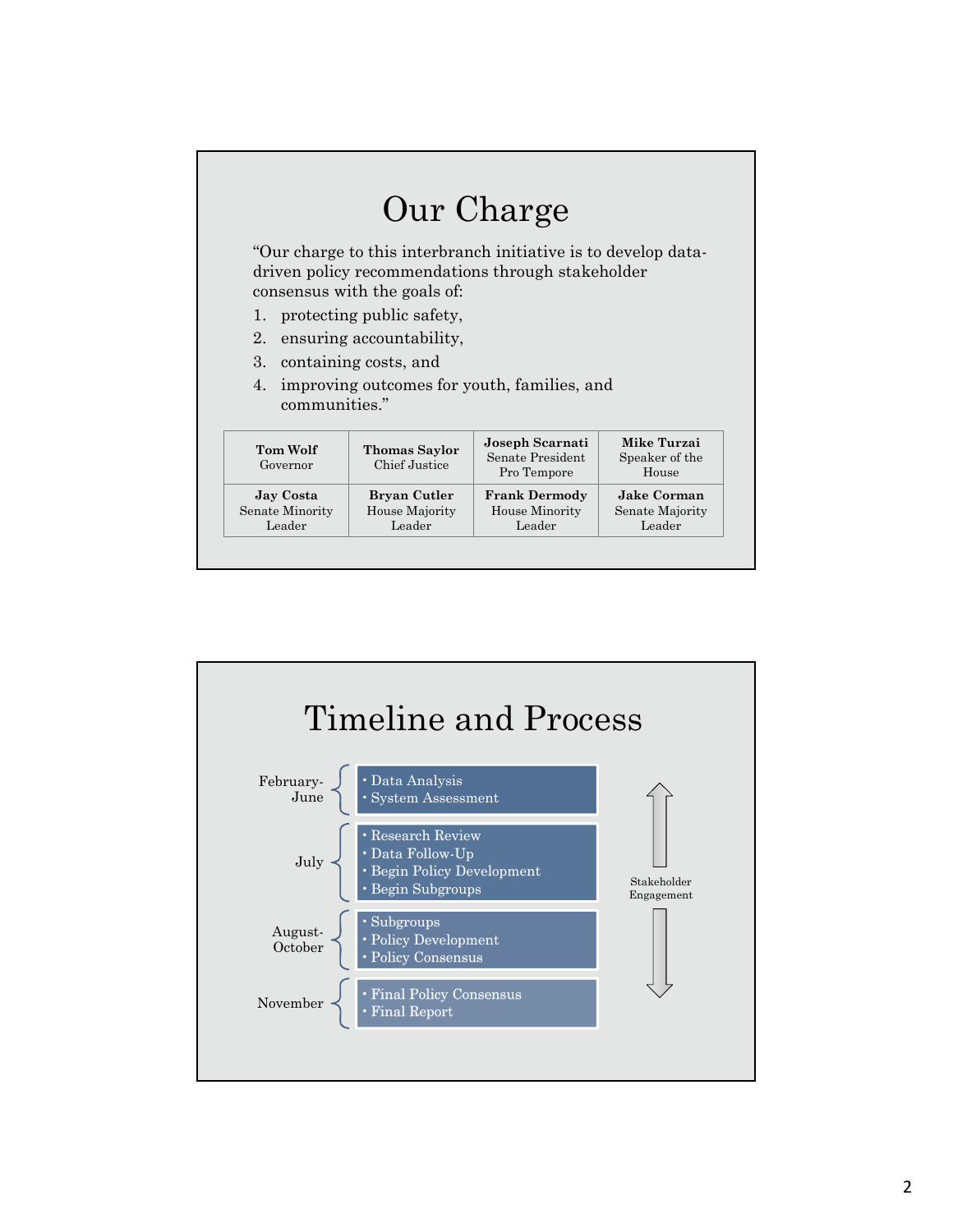# Our Charge

"Our charge to this interbranch initiative is to develop data-driven policy recommendations through stakeholder consensus with the goals of:

1. protecting public safety,
2. ensuring accountability,
3. containing costs, and
4. improving outcomes for youth, families, and communities."

| | | | |
|---|---|---|---|
| **Tom Wolf** Governor | **Thomas Saylor** Chief Justice | **Joseph Scarnati** Senate President Pro Tempore | **Mike Turzai** Speaker of the House |
| **Jay Costa** Senate Minority Leader | **Bryan Cutler** House Majority Leader | **Frank Dermody** House Minority Leader | **Jake Corman** Senate Majority Leader |

# Timeline and Process

| Period | Activities |
|---|---|
| February-June | • Data Analysis<br>• System Assessment |
| July | • Research Review<br>• Data Follow-Up<br>• Begin Policy Development<br>• Begin Subgroups |
| August-October | • Subgroups<br>• Policy Development<br>• Policy Consensus |
| November | • Final Policy Consensus<br>• Final Report |

Stakeholder Engagement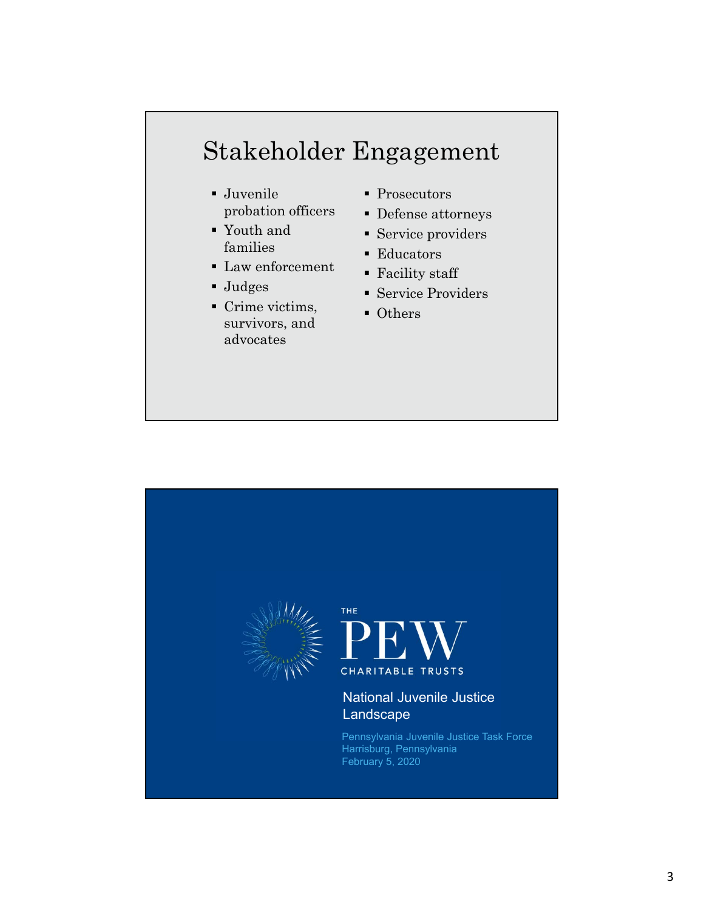## Stakeholder Engagement

- Juvenile probation officers
- Youth and families
- Law enforcement
- Judges
- Crime victims, survivors, and advocates
- Prosecutors
- Defense attorneys
- Service providers
- Educators
- Facility staff
- Service Providers
- Others

THE PEW CHARITABLE TRUSTS

## National Juvenile Justice Landscape

Pennsylvania Juvenile Justice Task Force
Harrisburg, Pennsylvania
February 5, 2020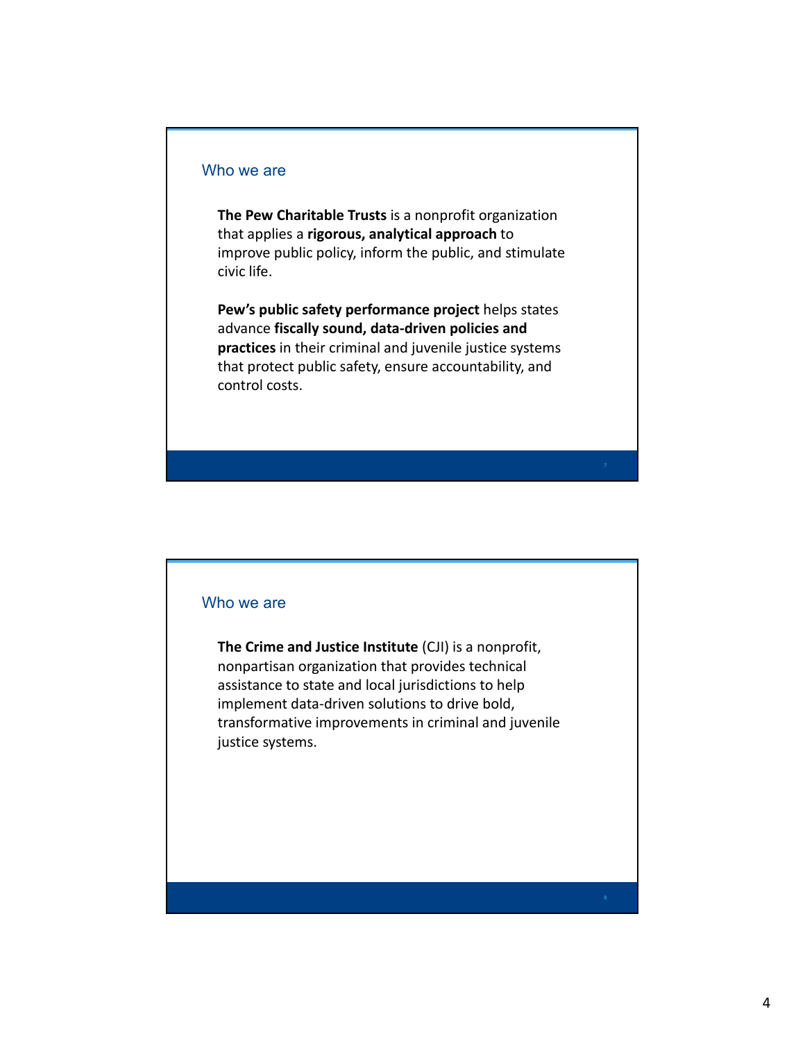## Who we are

**The Pew Charitable Trusts** is a nonprofit organization that applies a **rigorous, analytical approach** to improve public policy, inform the public, and stimulate civic life.

**Pew's public safety performance project** helps states advance **fiscally sound, data-driven policies and practices** in their criminal and juvenile justice systems that protect public safety, ensure accountability, and control costs.

## Who we are

**The Crime and Justice Institute** (CJI) is a nonprofit, nonpartisan organization that provides technical assistance to state and local jurisdictions to help implement data-driven solutions to drive bold, transformative improvements in criminal and juvenile justice systems.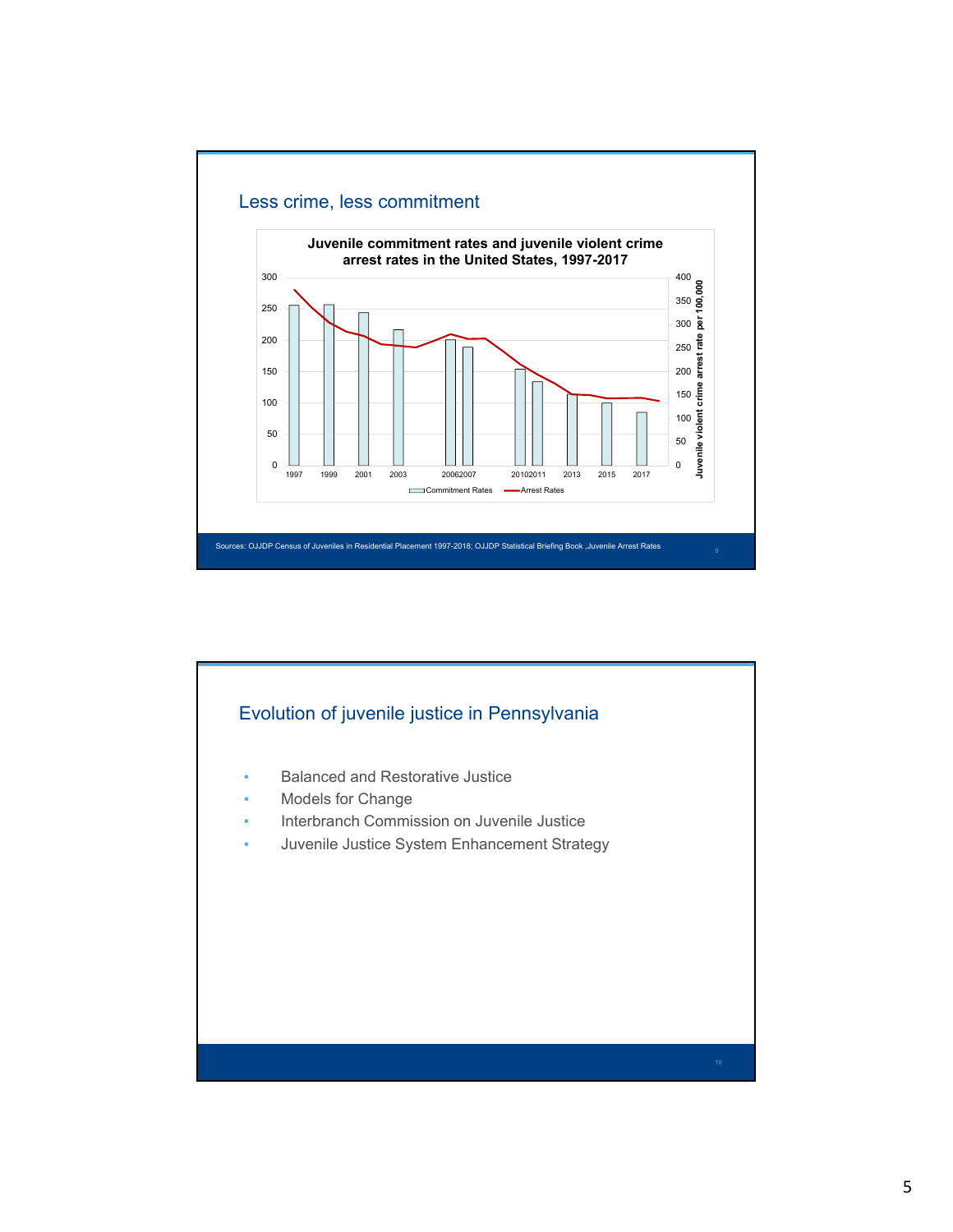## Less crime, less commitment

**Juvenile commitment rates and juvenile violent crime arrest rates in the United States, 1997-2017**

Left axis: 0, 50, 100, 150, 200, 250, 300

Right axis (Juvenile violent crime arrest rate per 100,000): 0, 50, 100, 150, 200, 250, 300, 350, 400

X-axis: 1997, 1999, 2001, 2003, 2006, 2007, 2010, 2011, 2013, 2015, 2017

Legend: Commitment Rates, Arrest Rates

Sources: OJJDP Census of Juveniles in Residential Placement 1997-2018; OJJDP Statistical Briefing Book ,Juvenile Arrest Rates

## Evolution of juvenile justice in Pennsylvania

- Balanced and Restorative Justice
- Models for Change
- Interbranch Commission on Juvenile Justice
- Juvenile Justice System Enhancement Strategy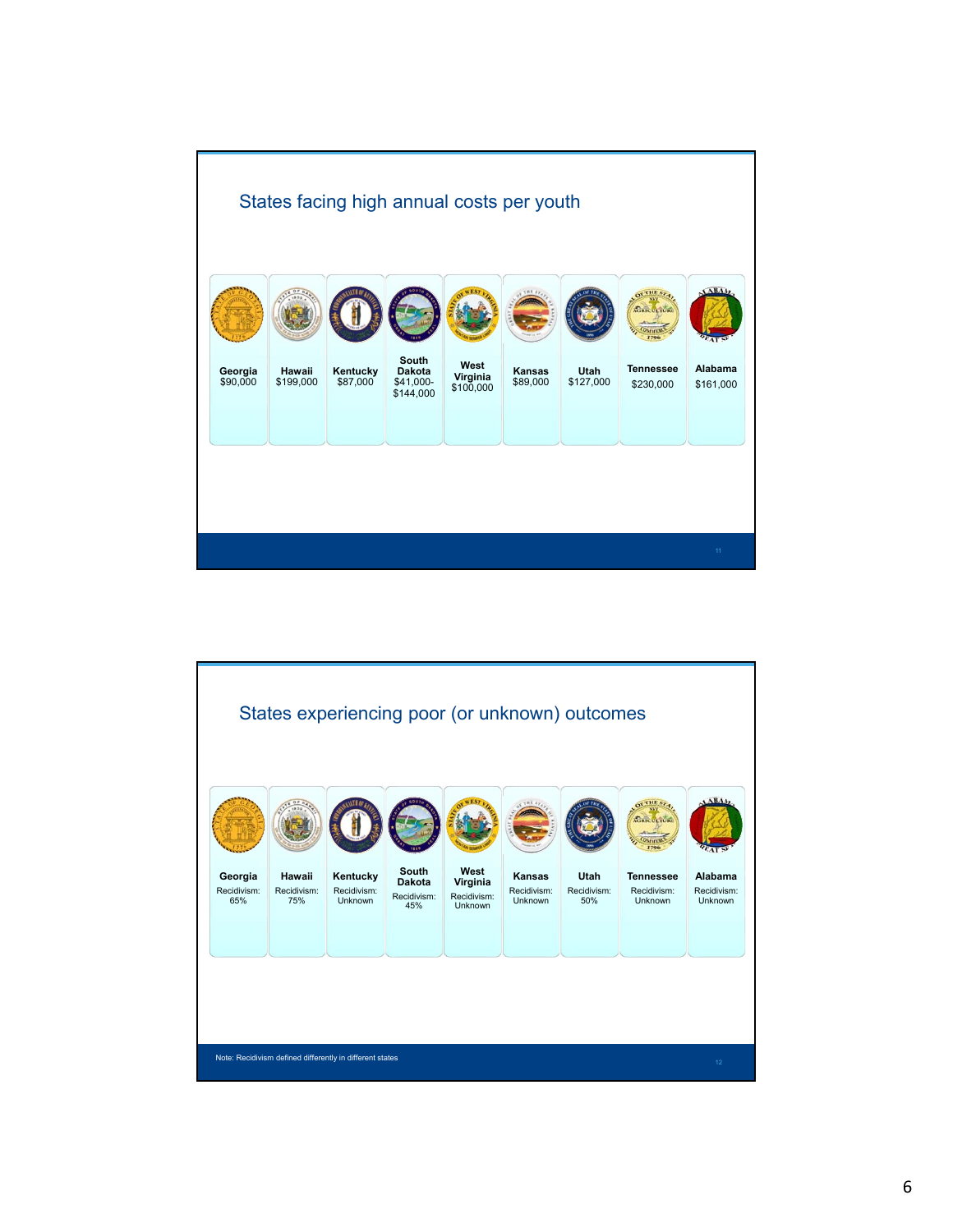## States facing high annual costs per youth

| State | Annual cost per youth |
|---|---|
| Georgia | $90,000 |
| Hawaii | $199,000 |
| Kentucky | $87,000 |
| South Dakota | $41,000-$144,000 |
| West Virginia | $100,000 |
| Kansas | $89,000 |
| Utah | $127,000 |
| Tennessee | $230,000 |
| Alabama | $161,000 |

## States experiencing poor (or unknown) outcomes

| State | Recidivism |
|---|---|
| Georgia | 65% |
| Hawaii | 75% |
| Kentucky | Unknown |
| South Dakota | 45% |
| West Virginia | Unknown |
| Kansas | Unknown |
| Utah | 50% |
| Tennessee | Unknown |
| Alabama | Unknown |

Note: Recidivism defined differently in different states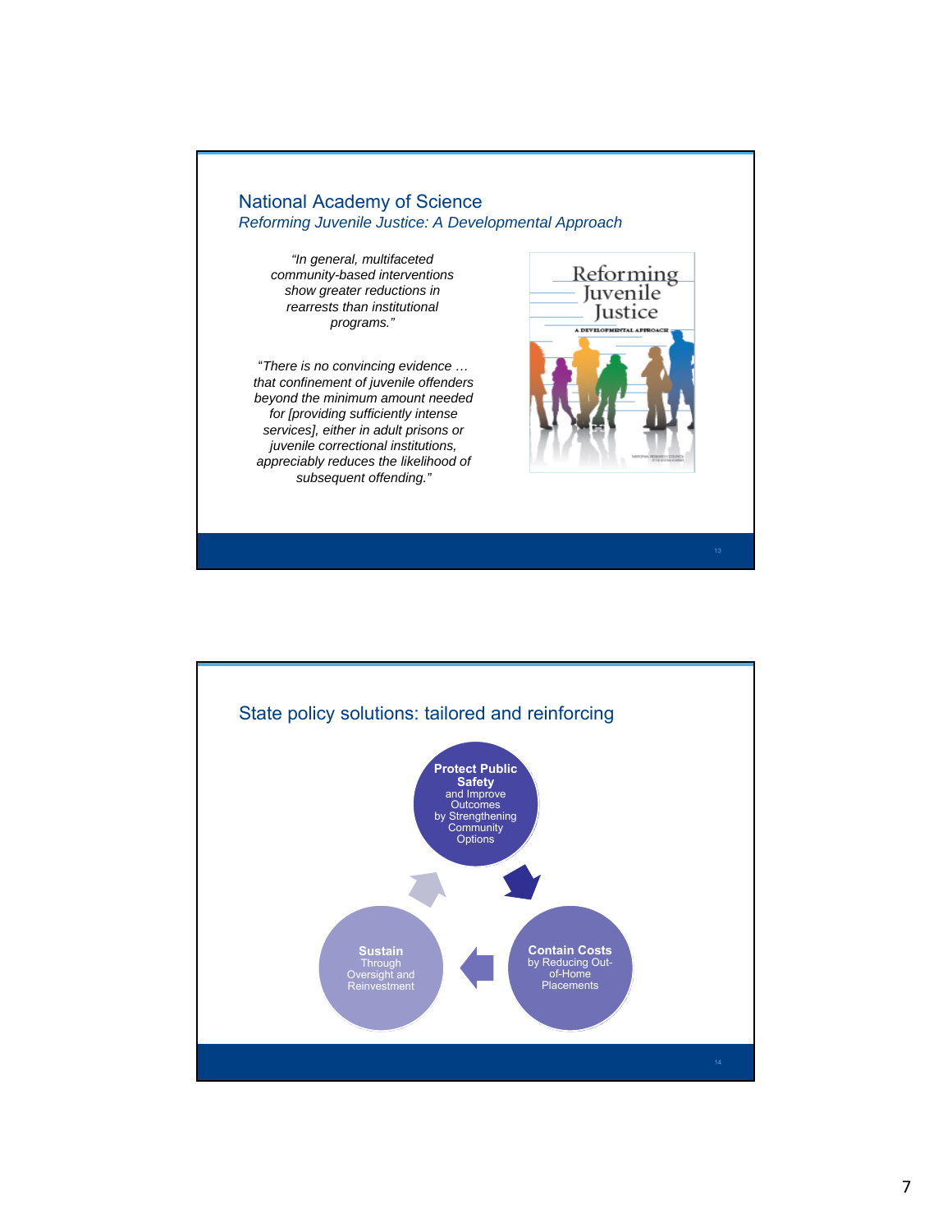## National Academy of Science

*Reforming Juvenile Justice: A Developmental Approach*

*"In general, multifaceted community-based interventions show greater reductions in rearrests than institutional programs."*

*"There is no convincing evidence … that confinement of juvenile offenders beyond the minimum amount needed for [providing sufficiently intense services], either in adult prisons or juvenile correctional institutions, appreciably reduces the likelihood of subsequent offending."*

Reforming Juvenile Justice

A DEVELOPMENTAL APPROACH

## State policy solutions: tailored and reinforcing

**Protect Public Safety** and Improve Outcomes by Strengthening Community Options

**Contain Costs** by Reducing Out-of-Home Placements

**Sustain** Through Oversight and Reinvestment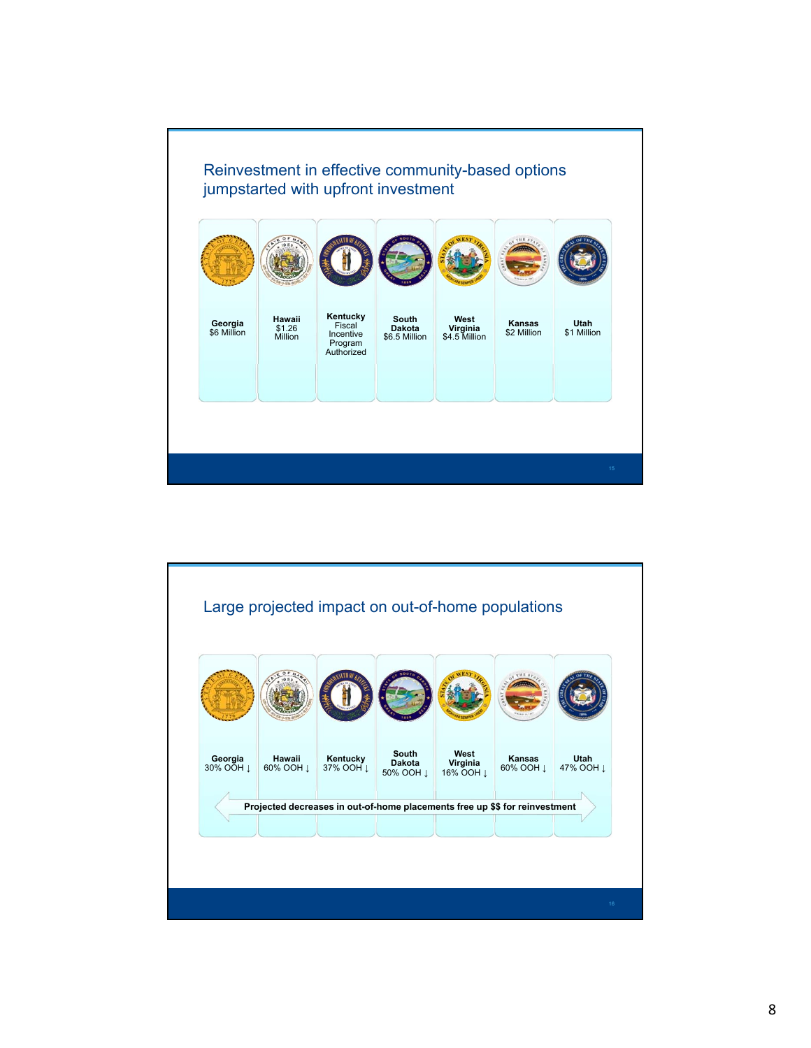## Reinvestment in effective community-based options jumpstarted with upfront investment

| Georgia | Hawaii | Kentucky | South Dakota | West Virginia | Kansas | Utah |
|---|---|---|---|---|---|---|
| $6 Million | $1.26 Million | Fiscal Incentive Program Authorized | $6.5 Million | $4.5 Million | $2 Million | $1 Million |

## Large projected impact on out-of-home populations

| Georgia | Hawaii | Kentucky | South Dakota | West Virginia | Kansas | Utah |
|---|---|---|---|---|---|---|
| 30% OOH ↓ | 60% OOH ↓ | 37% OOH ↓ | 50% OOH ↓ | 16% OOH ↓ | 60% OOH ↓ | 47% OOH ↓ |

**Projected decreases in out-of-home placements free up $$ for reinvestment**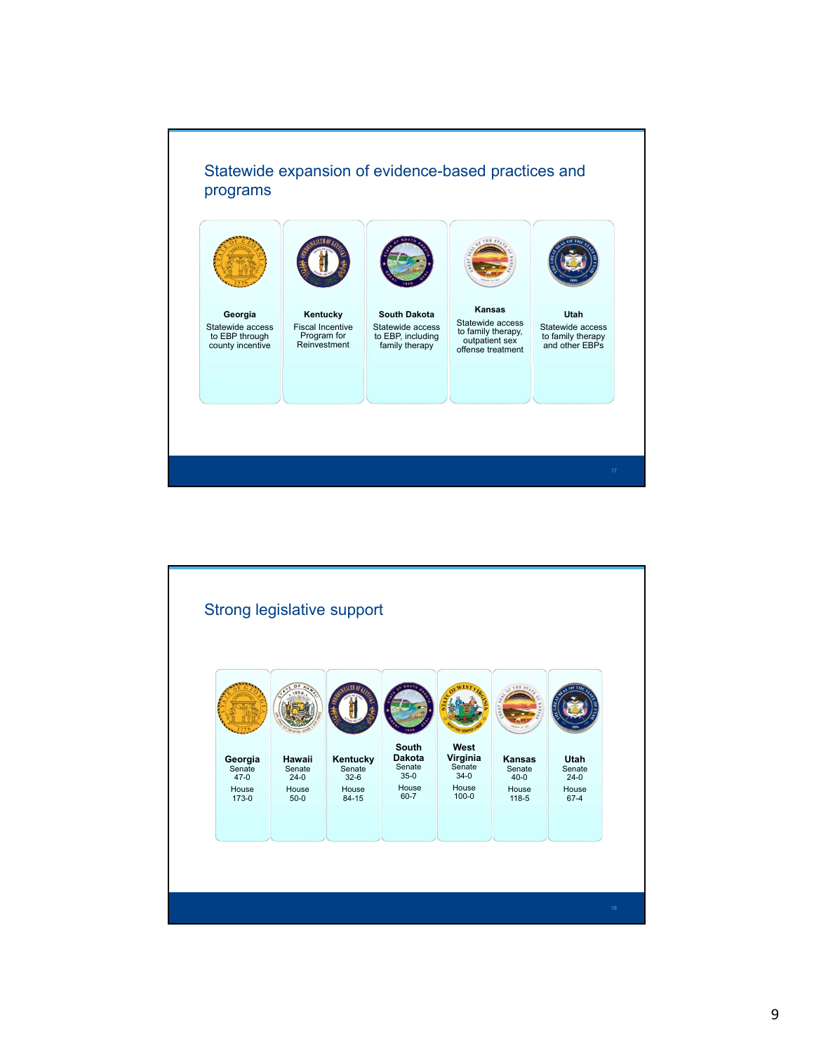## Statewide expansion of evidence-based practices and programs

| Georgia | Kentucky | South Dakota | Kansas | Utah |
| --- | --- | --- | --- | --- |
| Statewide access to EBP through county incentive | Fiscal Incentive Program for Reinvestment | Statewide access to EBP, including family therapy | Statewide access to family therapy, outpatient sex offense treatment | Statewide access to family therapy and other EBPs |

## Strong legislative support

| | Georgia | Hawaii | Kentucky | South Dakota | West Virginia | Kansas | Utah |
| --- | --- | --- | --- | --- | --- | --- | --- |
| Senate | 47-0 | 24-0 | 32-6 | 35-0 | 34-0 | 40-0 | 24-0 |
| House | 173-0 | 50-0 | 84-15 | 60-7 | 100-0 | 118-5 | 67-4 |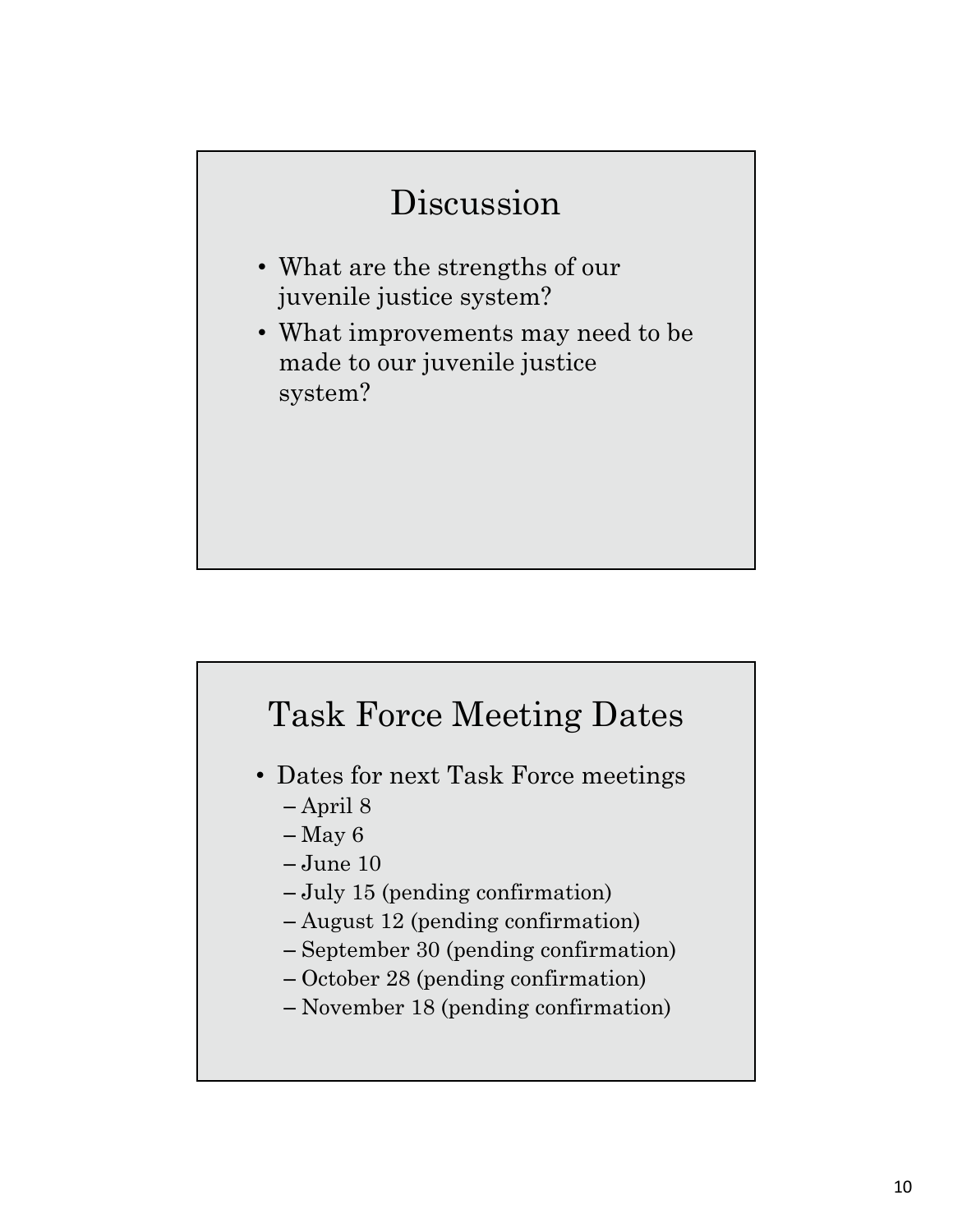## Discussion

- What are the strengths of our juvenile justice system?
- What improvements may need to be made to our juvenile justice system?

## Task Force Meeting Dates

- Dates for next Task Force meetings
  - April 8
  - May 6
  - June 10
  - July 15 (pending confirmation)
  - August 12 (pending confirmation)
  - September 30 (pending confirmation)
  - October 28 (pending confirmation)
  - November 18 (pending confirmation)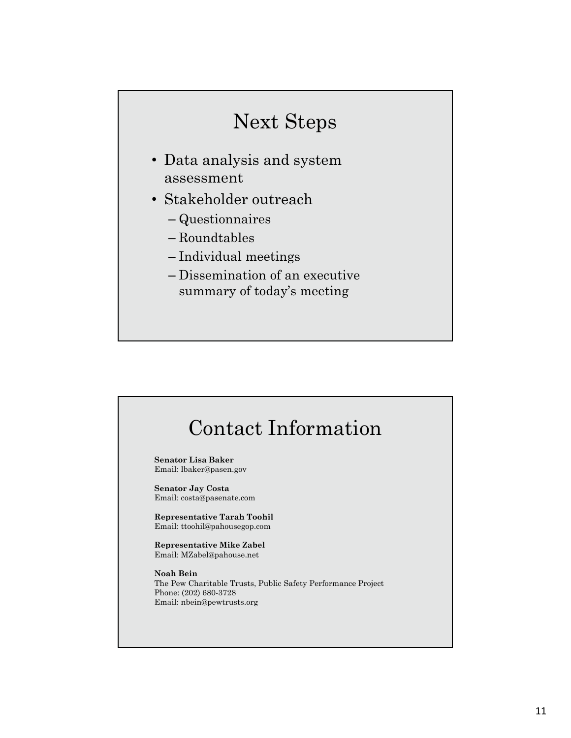## Next Steps

- Data analysis and system assessment
- Stakeholder outreach
  - Questionnaires
  - Roundtables
  - Individual meetings
  - Dissemination of an executive summary of today's meeting

## Contact Information

**Senator Lisa Baker**
Email: lbaker@pasen.gov

**Senator Jay Costa**
Email: costa@pasenate.com

**Representative Tarah Toohil**
Email: ttoohil@pahousegop.com

**Representative Mike Zabel**
Email: MZabel@pahouse.net

**Noah Bein**
The Pew Charitable Trusts, Public Safety Performance Project
Phone: (202) 680-3728
Email: nbein@pewtrusts.org